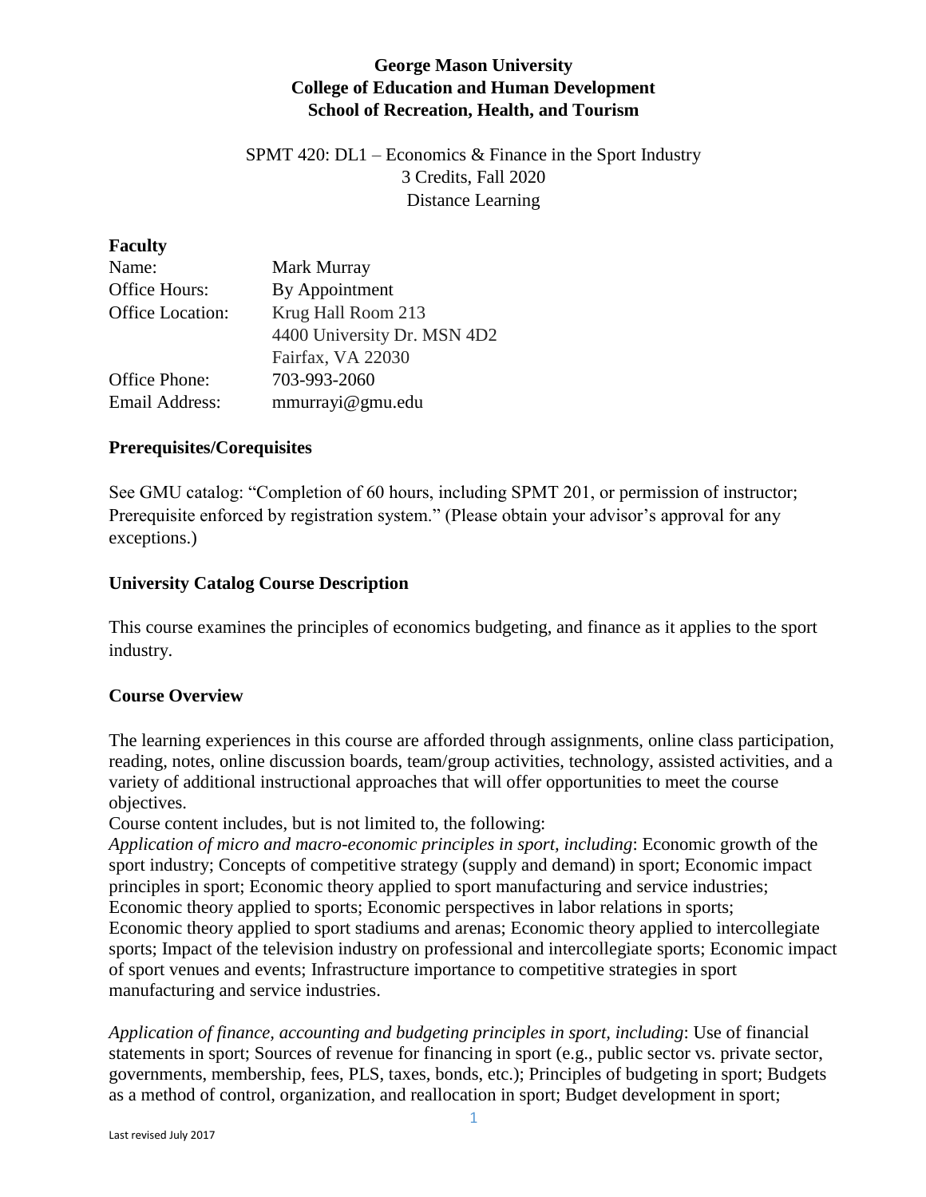**George Mason University**
**College of Education and Human Development**
**School of Recreation, Health, and Tourism**

SPMT 420: DL1 – Economics & Finance in the Sport Industry
3 Credits, Fall 2020
Distance Learning

## Faculty

| | |
|---|---|
| Name: | Mark Murray |
| Office Hours: | By Appointment |
| Office Location: | Krug Hall Room 213<br>4400 University Dr. MSN 4D2<br>Fairfax, VA 22030 |
| Office Phone: | 703-993-2060 |
| Email Address: | mmurrayi@gmu.edu |

## Prerequisites/Corequisites

See GMU catalog: "Completion of 60 hours, including SPMT 201, or permission of instructor; Prerequisite enforced by registration system." (Please obtain your advisor's approval for any exceptions.)

## University Catalog Course Description

This course examines the principles of economics budgeting, and finance as it applies to the sport industry.

## Course Overview

The learning experiences in this course are afforded through assignments, online class participation, reading, notes, online discussion boards, team/group activities, technology, assisted activities, and a variety of additional instructional approaches that will offer opportunities to meet the course objectives.

Course content includes, but is not limited to, the following:

*Application of micro and macro-economic principles in sport, including*: Economic growth of the sport industry; Concepts of competitive strategy (supply and demand) in sport; Economic impact principles in sport; Economic theory applied to sport manufacturing and service industries; Economic theory applied to sports; Economic perspectives in labor relations in sports; Economic theory applied to sport stadiums and arenas; Economic theory applied to intercollegiate sports; Impact of the television industry on professional and intercollegiate sports; Economic impact of sport venues and events; Infrastructure importance to competitive strategies in sport manufacturing and service industries.

*Application of finance, accounting and budgeting principles in sport, including*: Use of financial statements in sport; Sources of revenue for financing in sport (e.g., public sector vs. private sector, governments, membership, fees, PLS, taxes, bonds, etc.); Principles of budgeting in sport; Budgets as a method of control, organization, and reallocation in sport; Budget development in sport;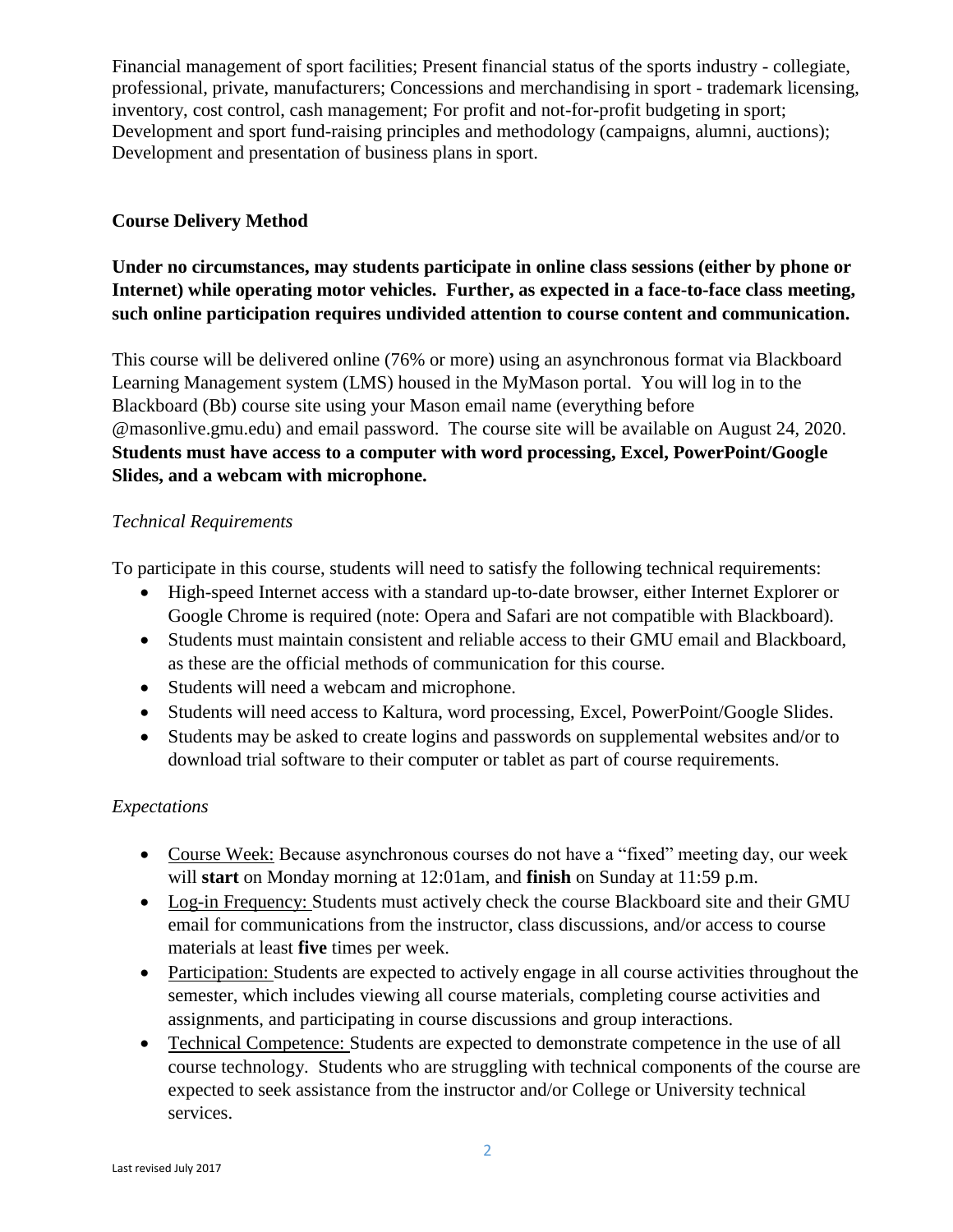Financial management of sport facilities; Present financial status of the sports industry - collegiate, professional, private, manufacturers; Concessions and merchandising in sport - trademark licensing, inventory, cost control, cash management; For profit and not-for-profit budgeting in sport; Development and sport fund-raising principles and methodology (campaigns, alumni, auctions); Development and presentation of business plans in sport.

**Course Delivery Method**

**Under no circumstances, may students participate in online class sessions (either by phone or Internet) while operating motor vehicles. Further, as expected in a face-to-face class meeting, such online participation requires undivided attention to course content and communication.**

This course will be delivered online (76% or more) using an asynchronous format via Blackboard Learning Management system (LMS) housed in the MyMason portal. You will log in to the Blackboard (Bb) course site using your Mason email name (everything before @masonlive.gmu.edu) and email password. The course site will be available on August 24, 2020. **Students must have access to a computer with word processing, Excel, PowerPoint/Google Slides, and a webcam with microphone.**

*Technical Requirements*

To participate in this course, students will need to satisfy the following technical requirements:

- High-speed Internet access with a standard up-to-date browser, either Internet Explorer or Google Chrome is required (note: Opera and Safari are not compatible with Blackboard).
- Students must maintain consistent and reliable access to their GMU email and Blackboard, as these are the official methods of communication for this course.
- Students will need a webcam and microphone.
- Students will need access to Kaltura, word processing, Excel, PowerPoint/Google Slides.
- Students may be asked to create logins and passwords on supplemental websites and/or to download trial software to their computer or tablet as part of course requirements.

*Expectations*

- Course Week: Because asynchronous courses do not have a "fixed" meeting day, our week will **start** on Monday morning at 12:01am, and **finish** on Sunday at 11:59 p.m.
- Log-in Frequency: Students must actively check the course Blackboard site and their GMU email for communications from the instructor, class discussions, and/or access to course materials at least **five** times per week.
- Participation: Students are expected to actively engage in all course activities throughout the semester, which includes viewing all course materials, completing course activities and assignments, and participating in course discussions and group interactions.
- Technical Competence: Students are expected to demonstrate competence in the use of all course technology. Students who are struggling with technical components of the course are expected to seek assistance from the instructor and/or College or University technical services.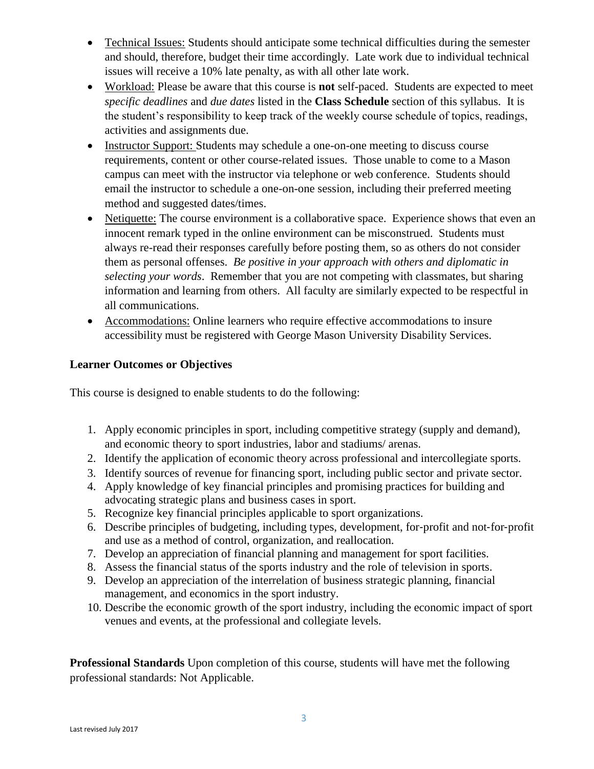- Technical Issues: Students should anticipate some technical difficulties during the semester and should, therefore, budget their time accordingly. Late work due to individual technical issues will receive a 10% late penalty, as with all other late work.
- Workload: Please be aware that this course is **not** self-paced. Students are expected to meet *specific deadlines* and *due dates* listed in the **Class Schedule** section of this syllabus. It is the student's responsibility to keep track of the weekly course schedule of topics, readings, activities and assignments due.
- Instructor Support: Students may schedule a one-on-one meeting to discuss course requirements, content or other course-related issues. Those unable to come to a Mason campus can meet with the instructor via telephone or web conference. Students should email the instructor to schedule a one-on-one session, including their preferred meeting method and suggested dates/times.
- Netiquette: The course environment is a collaborative space. Experience shows that even an innocent remark typed in the online environment can be misconstrued. Students must always re-read their responses carefully before posting them, so as others do not consider them as personal offenses. *Be positive in your approach with others and diplomatic in selecting your words*. Remember that you are not competing with classmates, but sharing information and learning from others. All faculty are similarly expected to be respectful in all communications.
- Accommodations: Online learners who require effective accommodations to insure accessibility must be registered with George Mason University Disability Services.

**Learner Outcomes or Objectives**

This course is designed to enable students to do the following:

1. Apply economic principles in sport, including competitive strategy (supply and demand), and economic theory to sport industries, labor and stadiums/ arenas.
2. Identify the application of economic theory across professional and intercollegiate sports.
3. Identify sources of revenue for financing sport, including public sector and private sector.
4. Apply knowledge of key financial principles and promising practices for building and advocating strategic plans and business cases in sport.
5. Recognize key financial principles applicable to sport organizations.
6. Describe principles of budgeting, including types, development, for-profit and not-for-profit and use as a method of control, organization, and reallocation.
7. Develop an appreciation of financial planning and management for sport facilities.
8. Assess the financial status of the sports industry and the role of television in sports.
9. Develop an appreciation of the interrelation of business strategic planning, financial management, and economics in the sport industry.
10. Describe the economic growth of the sport industry, including the economic impact of sport venues and events, at the professional and collegiate levels.

**Professional Standards** Upon completion of this course, students will have met the following professional standards: Not Applicable.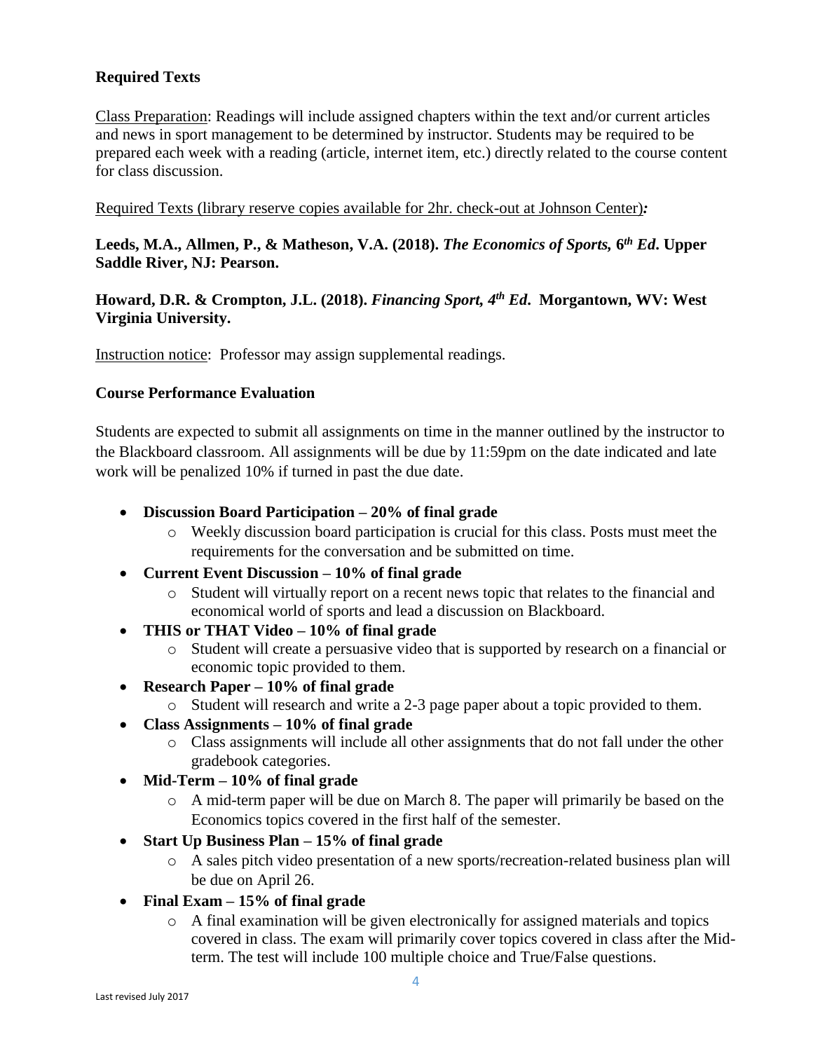## Required Texts

Class Preparation: Readings will include assigned chapters within the text and/or current articles and news in sport management to be determined by instructor. Students may be required to be prepared each week with a reading (article, internet item, etc.) directly related to the course content for class discussion.

Required Texts (library reserve copies available for 2hr. check-out at Johnson Center)*:*

**Leeds, M.A., Allmen, P., & Matheson, V.A. (2018). *The Economics of Sports,* 6th *Ed*. Upper Saddle River, NJ: Pearson.**

**Howard, D.R. & Crompton, J.L. (2018). *Financing Sport, 4th Ed*. Morgantown, WV: West Virginia University.**

Instruction notice: Professor may assign supplemental readings.

## Course Performance Evaluation

Students are expected to submit all assignments on time in the manner outlined by the instructor to the Blackboard classroom. All assignments will be due by 11:59pm on the date indicated and late work will be penalized 10% if turned in past the due date.

- **Discussion Board Participation – 20% of final grade**
  - Weekly discussion board participation is crucial for this class. Posts must meet the requirements for the conversation and be submitted on time.
- **Current Event Discussion – 10% of final grade**
  - Student will virtually report on a recent news topic that relates to the financial and economical world of sports and lead a discussion on Blackboard.
- **THIS or THAT Video – 10% of final grade**
  - Student will create a persuasive video that is supported by research on a financial or economic topic provided to them.
- **Research Paper – 10% of final grade**
  - Student will research and write a 2-3 page paper about a topic provided to them.
- **Class Assignments – 10% of final grade**
  - Class assignments will include all other assignments that do not fall under the other gradebook categories.
- **Mid-Term – 10% of final grade**
  - A mid-term paper will be due on March 8. The paper will primarily be based on the Economics topics covered in the first half of the semester.
- **Start Up Business Plan – 15% of final grade**
  - A sales pitch video presentation of a new sports/recreation-related business plan will be due on April 26.
- **Final Exam – 15% of final grade**
  - A final examination will be given electronically for assigned materials and topics covered in class. The exam will primarily cover topics covered in class after the Mid-term. The test will include 100 multiple choice and True/False questions.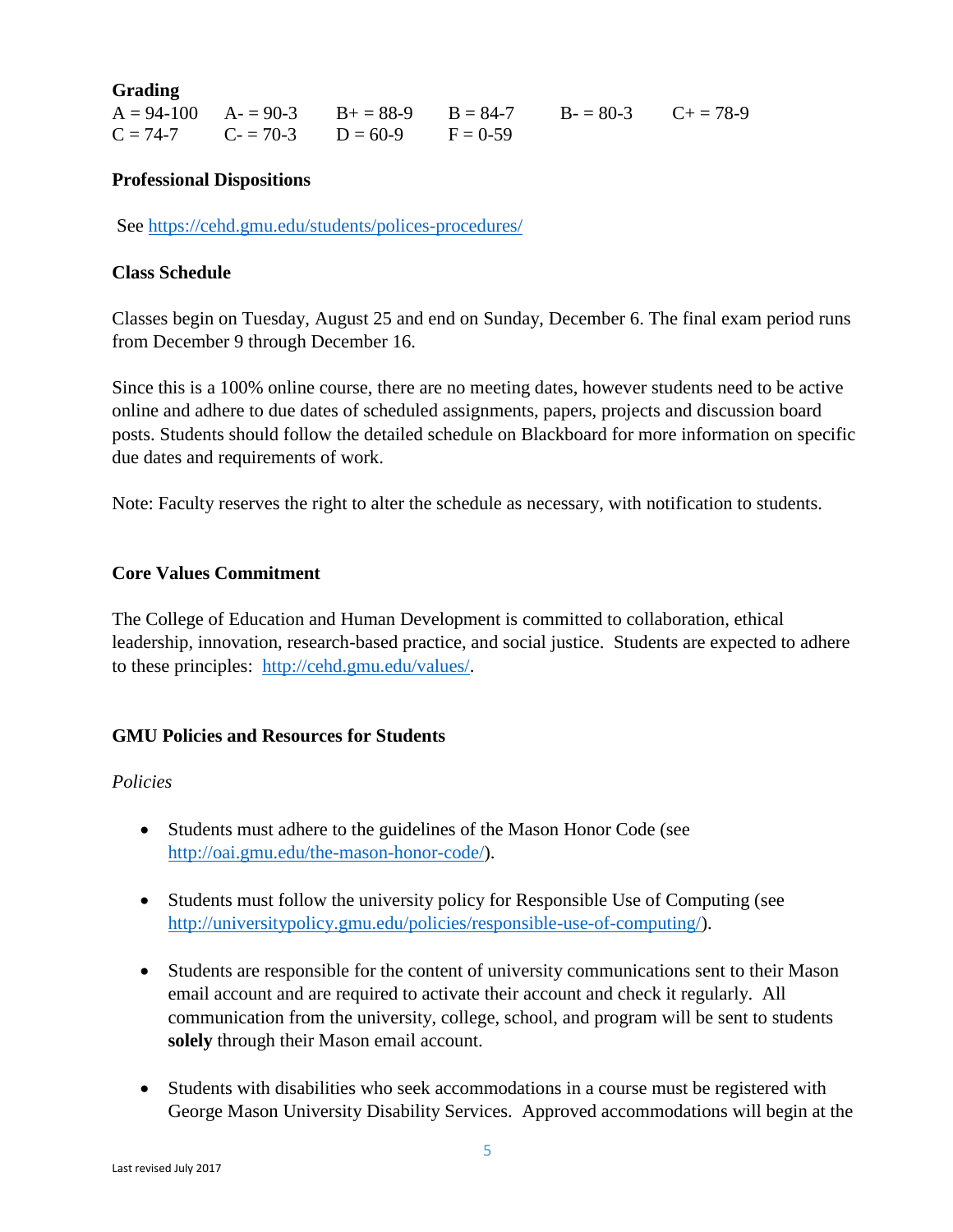**Grading**

| | | | | | |
|---|---|---|---|---|---|
| A = 94-100 | A- = 90-3 | B+ = 88-9 | B = 84-7 | B- = 80-3 | C+ = 78-9 |
| C = 74-7 | C- = 70-3 | D = 60-9 | F = 0-59 | | |

**Professional Dispositions**

See https://cehd.gmu.edu/students/polices-procedures/

**Class Schedule**

Classes begin on Tuesday, August 25 and end on Sunday, December 6. The final exam period runs from December 9 through December 16.

Since this is a 100% online course, there are no meeting dates, however students need to be active online and adhere to due dates of scheduled assignments, papers, projects and discussion board posts. Students should follow the detailed schedule on Blackboard for more information on specific due dates and requirements of work.

Note: Faculty reserves the right to alter the schedule as necessary, with notification to students.

**Core Values Commitment**

The College of Education and Human Development is committed to collaboration, ethical leadership, innovation, research-based practice, and social justice. Students are expected to adhere to these principles: http://cehd.gmu.edu/values/.

**GMU Policies and Resources for Students**

*Policies*

- Students must adhere to the guidelines of the Mason Honor Code (see http://oai.gmu.edu/the-mason-honor-code/).
- Students must follow the university policy for Responsible Use of Computing (see http://universitypolicy.gmu.edu/policies/responsible-use-of-computing/).
- Students are responsible for the content of university communications sent to their Mason email account and are required to activate their account and check it regularly. All communication from the university, college, school, and program will be sent to students **solely** through their Mason email account.
- Students with disabilities who seek accommodations in a course must be registered with George Mason University Disability Services. Approved accommodations will begin at the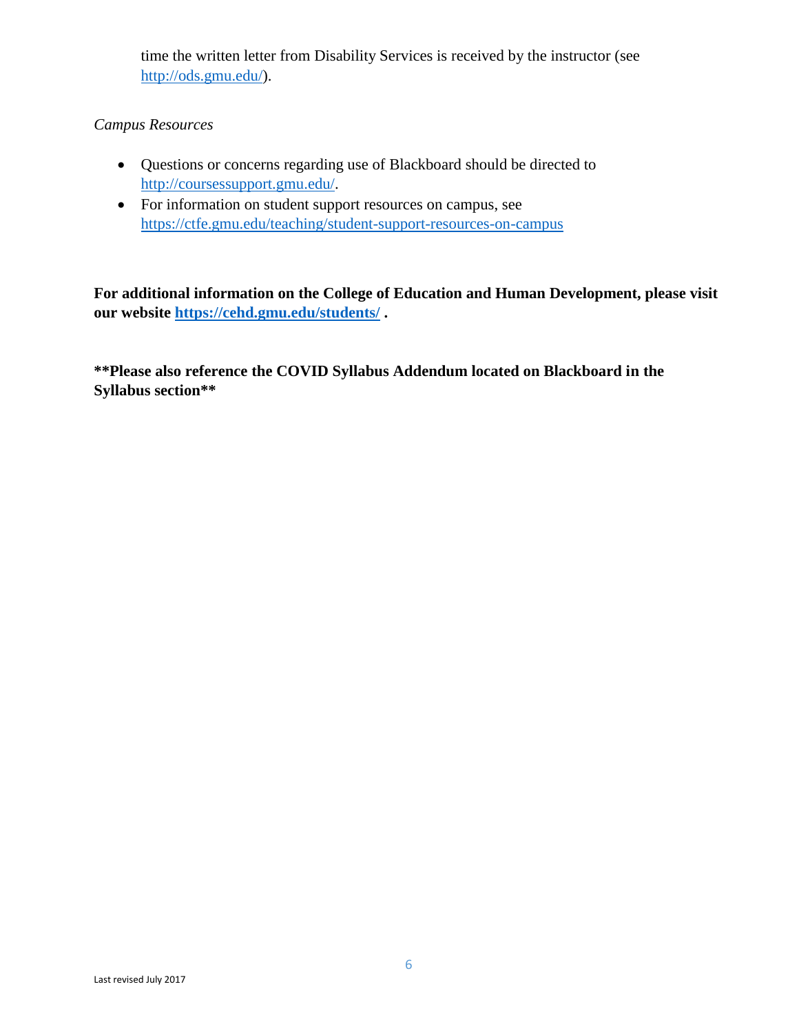time the written letter from Disability Services is received by the instructor (see http://ods.gmu.edu/).

*Campus Resources*

- Questions or concerns regarding use of Blackboard should be directed to http://coursessupport.gmu.edu/.
- For information on student support resources on campus, see https://ctfe.gmu.edu/teaching/student-support-resources-on-campus

**For additional information on the College of Education and Human Development, please visit our website https://cehd.gmu.edu/students/ .**

****Please also reference the COVID Syllabus Addendum located on Blackboard in the Syllabus section****

Last revised July 2017